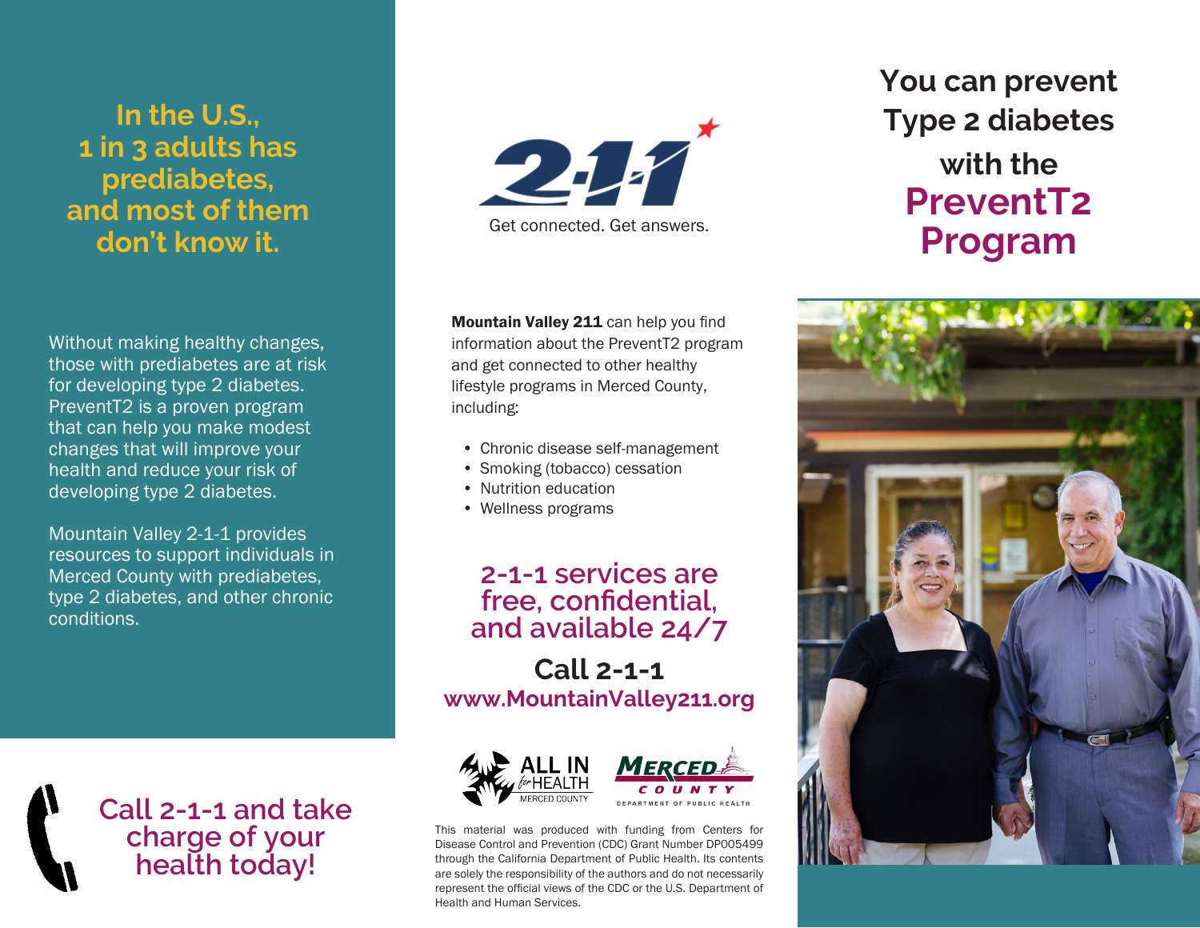## In the U.S., 1 in 3 adults has prediabetes, and most of them don't know it.

Without making healthy changes, those with prediabetes are at risk for developing type 2 diabetes. PreventT2 is a proven program that can help you make modest changes that will improve your health and reduce your risk of developing type 2 diabetes.

Mountain Valley 2-1-1 provides resources to support individuals in Merced County with prediabetes, type 2 diabetes, and other chronic conditions.

## Call 2-1-1 and take charge of your health today!

2-1-1

Get connected. Get answers.

**Mountain Valley 211** can help you find information about the PreventT2 program and get connected to other healthy lifestyle programs in Merced County, including:

- Chronic disease self-management
- Smoking (tobacco) cessation
- Nutrition education
- Wellness programs

## 2-1-1 services are free, confidential, and available 24/7

## Call 2-1-1

**www.MountainValley211.org**

ALL IN for HEALTH MERCED COUNTY

MERCED COUNTY DEPARTMENT OF PUBLIC HEALTH

This material was produced with funding from Centers for Disease Control and Prevention (CDC) Grant Number DP005499 through the California Department of Public Health. Its contents are solely the responsibility of the authors and do not necessarily represent the official views of the CDC or the U.S. Department of Health and Human Services.

# You can prevent Type 2 diabetes with the PreventT2 Program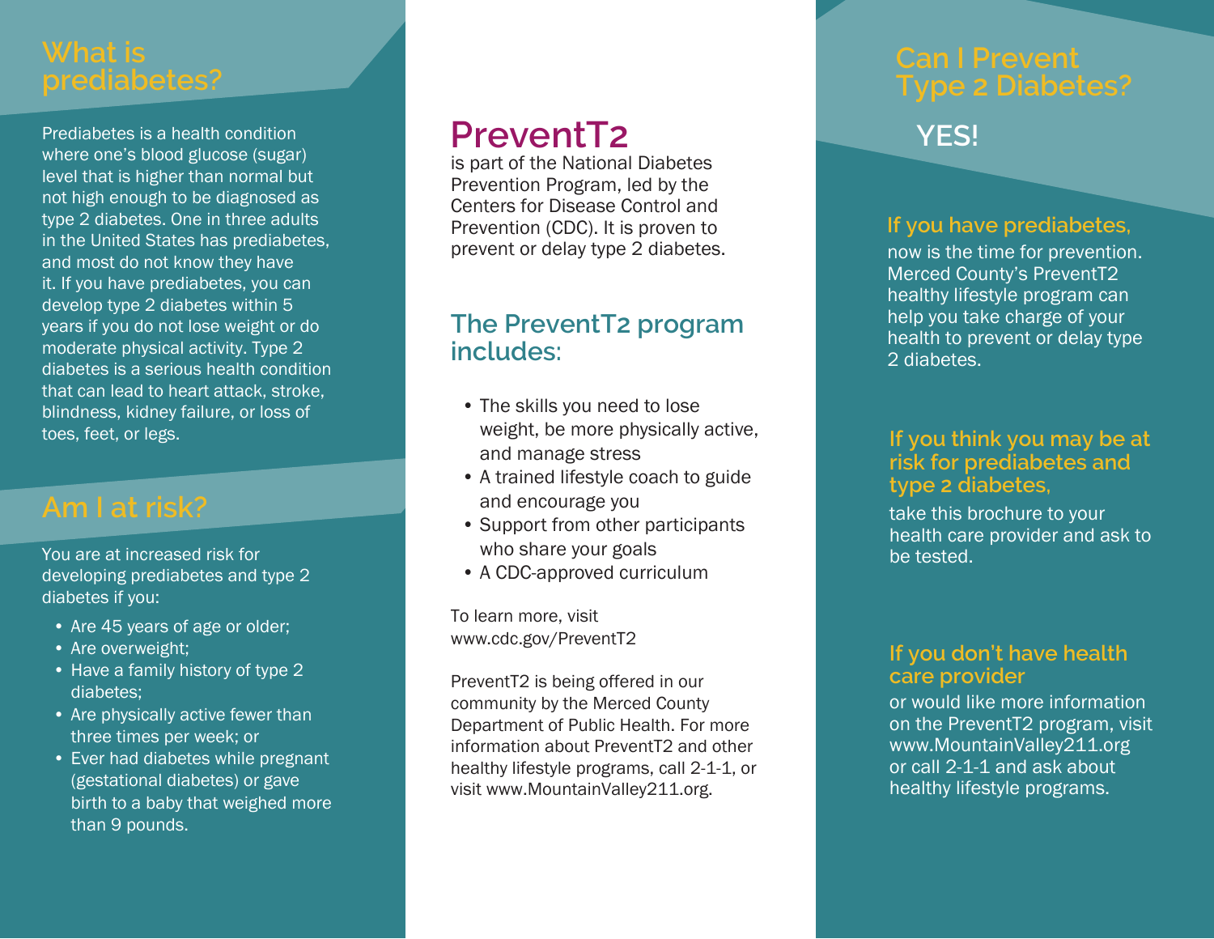## What is prediabetes?

Prediabetes is a health condition where one's blood glucose (sugar) level that is higher than normal but not high enough to be diagnosed as type 2 diabetes. One in three adults in the United States has prediabetes, and most do not know they have it. If you have prediabetes, you can develop type 2 diabetes within 5 years if you do not lose weight or do moderate physical activity. Type 2 diabetes is a serious health condition that can lead to heart attack, stroke, blindness, kidney failure, or loss of toes, feet, or legs.

## Am I at risk?

You are at increased risk for developing prediabetes and type 2 diabetes if you:

- Are 45 years of age or older;
- Are overweight;
- Have a family history of type 2 diabetes;
- Are physically active fewer than three times per week; or
- Ever had diabetes while pregnant (gestational diabetes) or gave birth to a baby that weighed more than 9 pounds.

# PreventT2

is part of the National Diabetes Prevention Program, led by the Centers for Disease Control and Prevention (CDC). It is proven to prevent or delay type 2 diabetes.

## The PreventT2 program includes:

- The skills you need to lose weight, be more physically active, and manage stress
- A trained lifestyle coach to guide and encourage you
- Support from other participants who share your goals
- A CDC-approved curriculum

To learn more, visit www.cdc.gov/PreventT2

PreventT2 is being offered in our community by the Merced County Department of Public Health. For more information about PreventT2 and other healthy lifestyle programs, call 2-1-1, or visit www.MountainValley211.org.

## Can I Prevent Type 2 Diabetes?

**YES!**

### If you have prediabetes,

now is the time for prevention. Merced County's PreventT2 healthy lifestyle program can help you take charge of your health to prevent or delay type 2 diabetes.

### If you think you may be at risk for prediabetes and type 2 diabetes,

take this brochure to your health care provider and ask to be tested.

### If you don't have health care provider

or would like more information on the PreventT2 program, visit www.MountainValley211.org or call 2-1-1 and ask about healthy lifestyle programs.